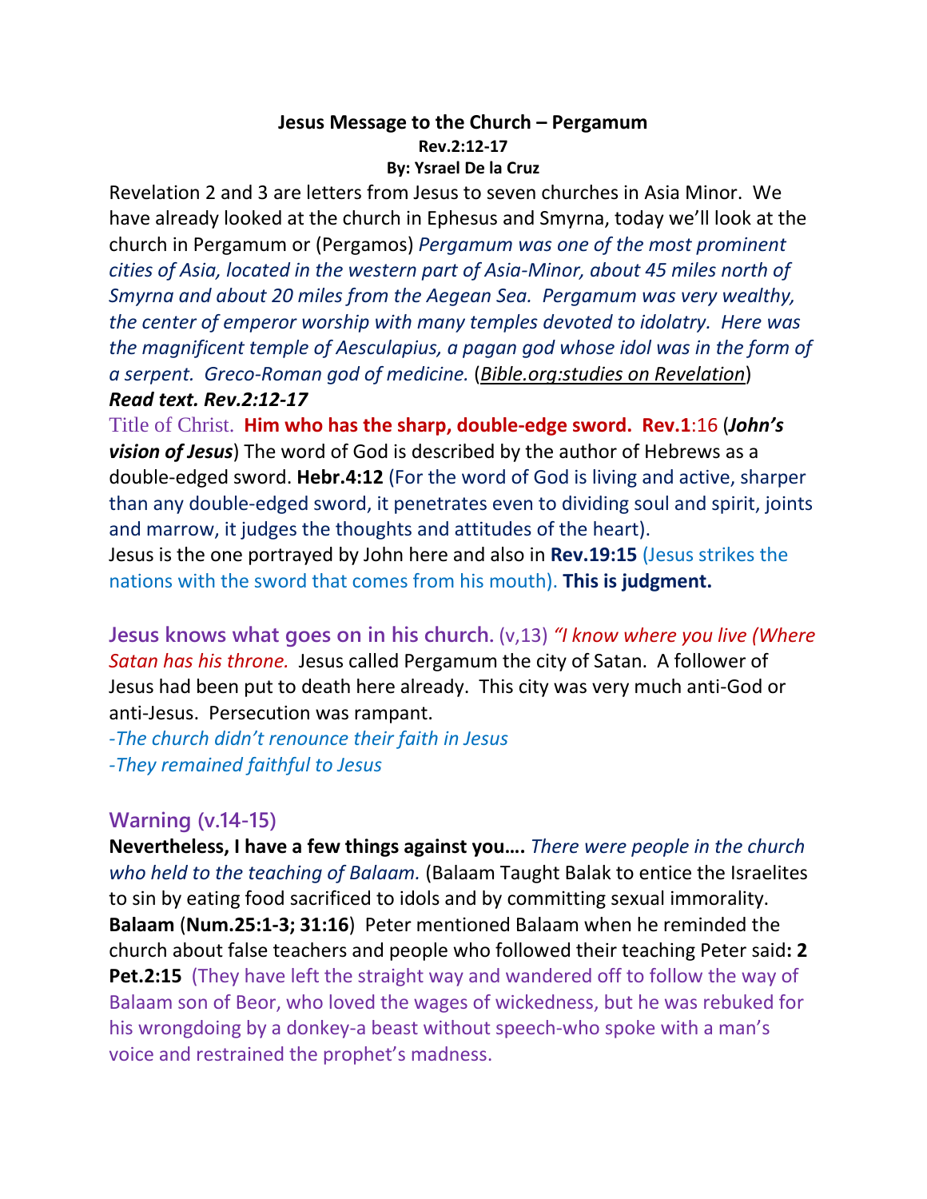**Jesus Message to the Church – Pergamum**
**Rev.2:12-17**
**By: Ysrael De la Cruz**

Revelation 2 and 3 are letters from Jesus to seven churches in Asia Minor. We have already looked at the church in Ephesus and Smyrna, today we'll look at the church in Pergamum or (Pergamos) *Pergamum was one of the most prominent cities of Asia, located in the western part of Asia-Minor, about 45 miles north of Smyrna and about 20 miles from the Aegean Sea. Pergamum was very wealthy, the center of emperor worship with many temples devoted to idolatry. Here was the magnificent temple of Aesculapius, a pagan god whose idol was in the form of a serpent. Greco-Roman god of medicine.* (*Bible.org:studies on Revelation*)

***Read text. Rev.2:12-17***

Title of Christ. **Him who has the sharp, double-edge sword. Rev.1**:16 (***John's vision of Jesus***) The word of God is described by the author of Hebrews as a double-edged sword. **Hebr.4:12** (For the word of God is living and active, sharper than any double-edged sword, it penetrates even to dividing soul and spirit, joints and marrow, it judges the thoughts and attitudes of the heart).

Jesus is the one portrayed by John here and also in **Rev.19:15** (Jesus strikes the nations with the sword that comes from his mouth). **This is judgment.**

**Jesus knows what goes on in his church.** (v,13) *"I know where you live (Where Satan has his throne.* Jesus called Pergamum the city of Satan. A follower of Jesus had been put to death here already. This city was very much anti-God or anti-Jesus. Persecution was rampant.

*-The church didn't renounce their faith in Jesus*
*-They remained faithful to Jesus*

**Warning (v.14-15)**

**Nevertheless, I have a few things against you….** *There were people in the church who held to the teaching of Balaam.* (Balaam Taught Balak to entice the Israelites to sin by eating food sacrificed to idols and by committing sexual immorality. **Balaam** (**Num.25:1-3; 31:16**) Peter mentioned Balaam when he reminded the church about false teachers and people who followed their teaching Peter said**: 2 Pet.2:15** (They have left the straight way and wandered off to follow the way of Balaam son of Beor, who loved the wages of wickedness, but he was rebuked for his wrongdoing by a donkey-a beast without speech-who spoke with a man's voice and restrained the prophet's madness.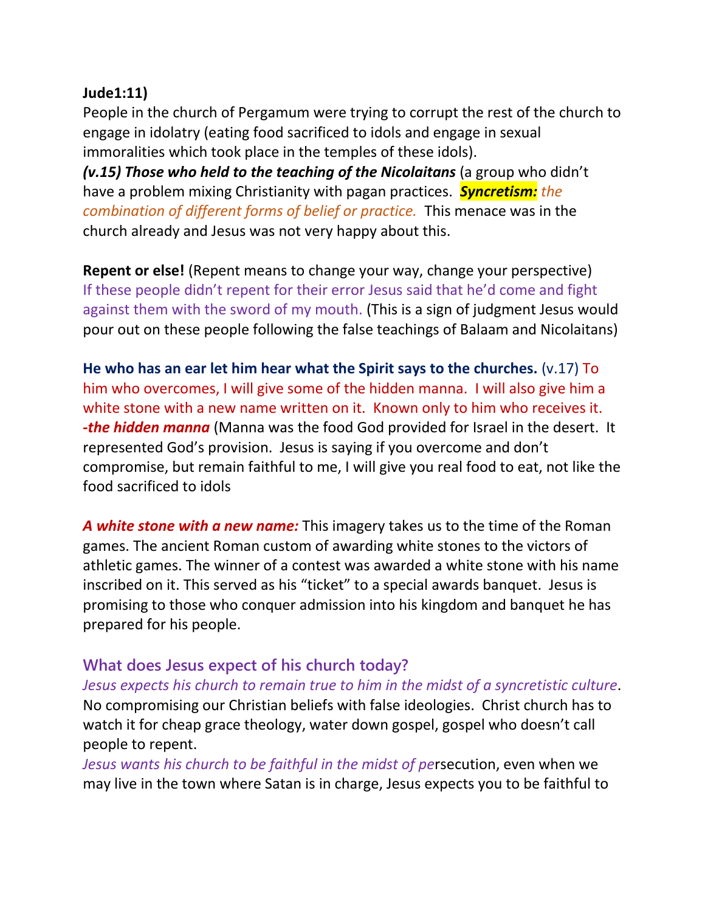**Jude1:11)**
People in the church of Pergamum were trying to corrupt the rest of the church to engage in idolatry (eating food sacrificed to idols and engage in sexual immoralities which took place in the temples of these idols).
***(v.15) Those who held to the teaching of the Nicolaitans*** (a group who didn't have a problem mixing Christianity with pagan practices. ***Syncretism:*** *the combination of different forms of belief or practice.* This menace was in the church already and Jesus was not very happy about this.

**Repent or else!** (Repent means to change your way, change your perspective)
If these people didn't repent for their error Jesus said that he'd come and fight against them with the sword of my mouth. (This is a sign of judgment Jesus would pour out on these people following the false teachings of Balaam and Nicolaitans)

**He who has an ear let him hear what the Spirit says to the churches.** (v.17) To him who overcomes, I will give some of the hidden manna. I will also give him a white stone with a new name written on it. Known only to him who receives it.
***-the hidden manna*** (Manna was the food God provided for Israel in the desert. It represented God's provision. Jesus is saying if you overcome and don't compromise, but remain faithful to me, I will give you real food to eat, not like the food sacrificed to idols

***A white stone with a new name:*** This imagery takes us to the time of the Roman games. The ancient Roman custom of awarding white stones to the victors of athletic games. The winner of a contest was awarded a white stone with his name inscribed on it. This served as his "ticket" to a special awards banquet. Jesus is promising to those who conquer admission into his kingdom and banquet he has prepared for his people.

### What does Jesus expect of his church today?

*Jesus expects his church to remain true to him in the midst of a syncretistic culture*. No compromising our Christian beliefs with false ideologies. Christ church has to watch it for cheap grace theology, water down gospel, gospel who doesn't call people to repent.
*Jesus wants his church to be faithful in the midst of pe*rsecution, even when we may live in the town where Satan is in charge, Jesus expects you to be faithful to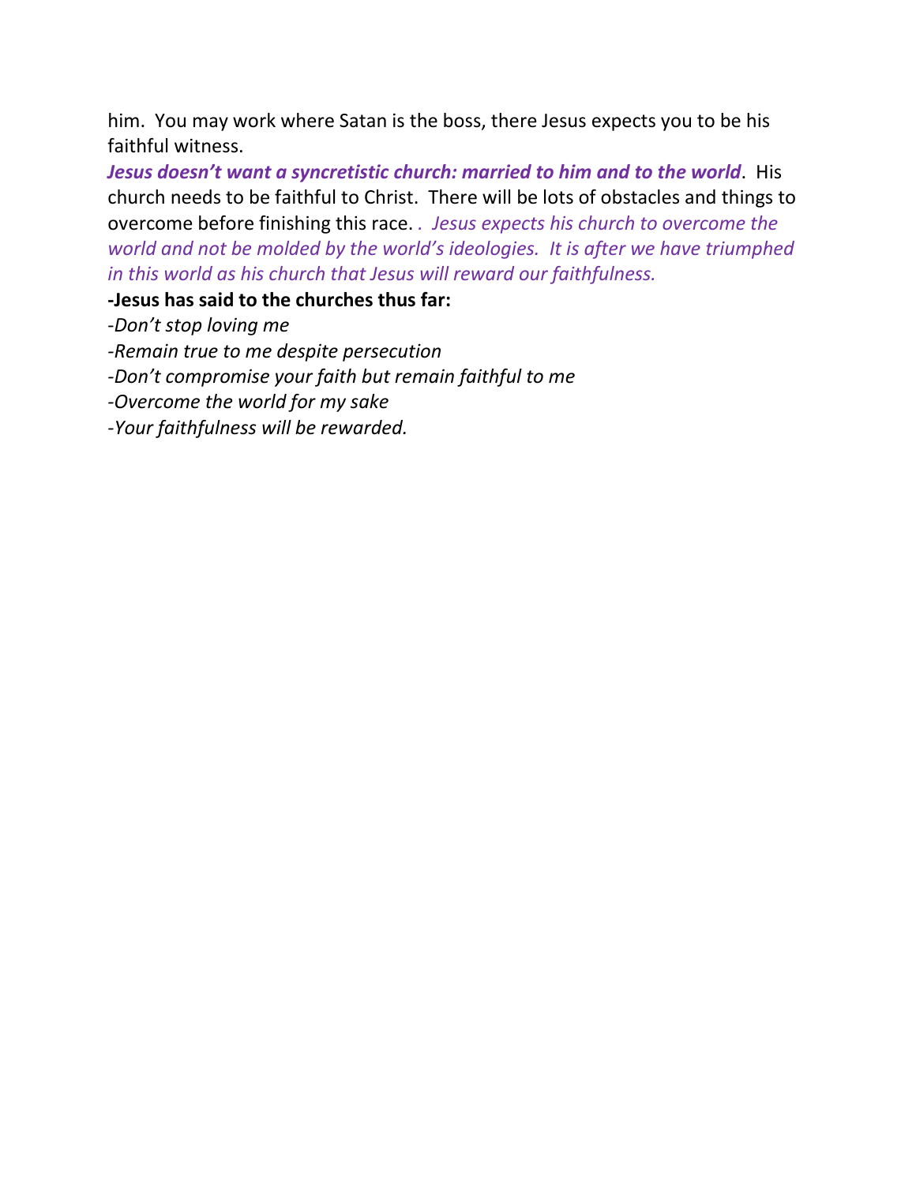him.  You may work where Satan is the boss, there Jesus expects you to be his faithful witness.

***Jesus doesn't want a syncretistic church: married to him and to the world***.  His church needs to be faithful to Christ.  There will be lots of obstacles and things to overcome before finishing this race. .  *Jesus expects his church to overcome the world and not be molded by the world's ideologies.  It is after we have triumphed in this world as his church that Jesus will reward our faithfulness.*

**-Jesus has said to the churches thus far:**

*-Don't stop loving me*

*-Remain true to me despite persecution*

*-Don't compromise your faith but remain faithful to me*

*-Overcome the world for my sake*

*-Your faithfulness will be rewarded.*